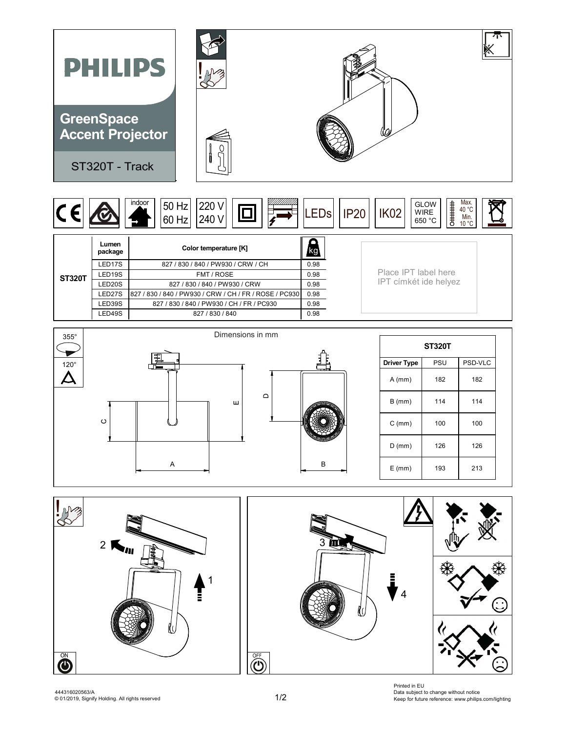# PHILIPS

## GreenSpace Accent Projector

ST320T - Track

indoor | 50 Hz 60 Hz | 220 V 240 V | LEDs | IP20 | IK02 | GLOW WIRE 650 °C | Max. 40 °C Min. 10 °C

| | Lumen package | Color temperature [K] | kg |
|---|---|---|---|
| ST320T | LED17S | 827 / 830 / 840 / PW930 / CRW / CH | 0.98 |
| | LED19S | FMT / ROSE | 0.98 |
| | LED20S | 827 / 830 / 840 / PW930 / CRW | 0.98 |
| | LED27S | 827 / 830 / 840 / PW930 / CRW / CH / FR / ROSE / PC930 | 0.98 |
| | LED39S | 827 / 830 / 840 / PW930 / CH / FR / PC930 | 0.98 |
| | LED49S | 827 / 830 / 840 | 0.98 |

Place IPT label here
IPT címkét ide helyez

355°

120°

Dimensions in mm

| ST320T | | |
|---|---|---|
| Driver Type | PSU | PSD-VLC |
| A (mm) | 182 | 182 |
| B (mm) | 114 | 114 |
| C (mm) | 100 | 100 |
| D (mm) | 126 | 126 |
| E (mm) | 193 | 213 |

1 2 ON

3 4 OFF

444316020563/A
© 01/2019, Signify Holding. All rights reserved

Printed in EU
Data subject to change without notice
Keep for future reference: www.philips.com/lighting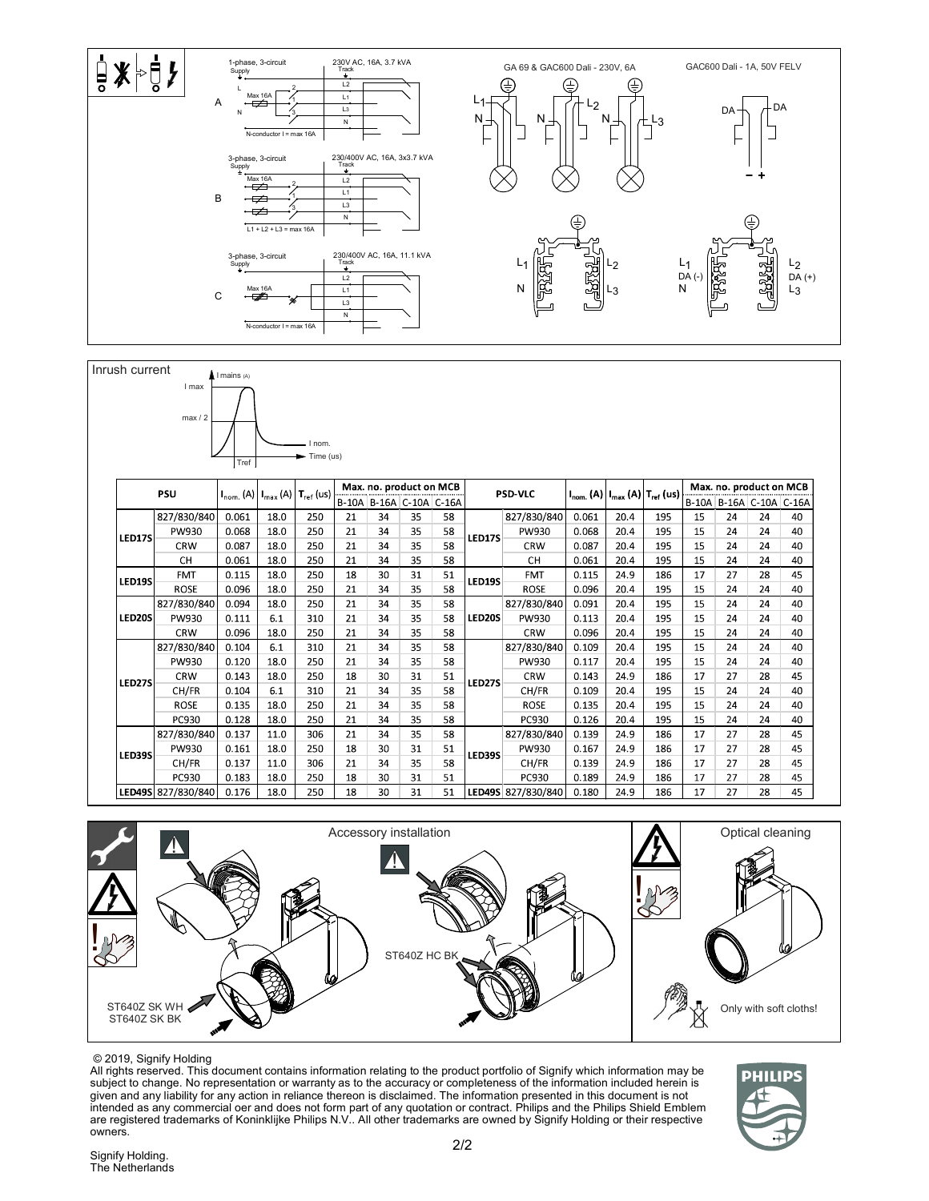1-phase, 3-circuit
Supply
230V AC, 16A, 3.7 kVA
Track

A

Max 16A

N-conductor I = max 16A

3-phase, 3-circuit
Supply
230/400V AC, 16A, 3x3.7 kVA
Track

B

Max 16A

L1 + L2 + L3 = max 16A

3-phase, 3-circuit
Supply
230/400V AC, 16A, 11.1 kVA
Track

C

Max 16A

N-conductor I = max 16A

GA 69 & GAC600 Dali - 230V, 6A

GAC600 Dali - 1A, 50V FELV

Inrush current

I mains (A)
I max
max / 2
I nom.
Tref
Time (us)

| PSU | | $I_{nom.}$ (A) | $I_{max}$ (A) | $T_{ref}$ (us) | Max. no. product on MCB | | | | PSD-VLC | | $I_{nom.}$ (A) | $I_{max}$ (A) | $T_{ref}$ (us) | Max. no. product on MCB | | | |
|---|---|---|---|---|---|---|---|---|---|---|---|---|---|---|---|---|---|
| | | | | | B-10A | B-16A | C-10A | C-16A | | | | | | B-10A | B-16A | C-10A | C-16A |
| LED17S | 827/830/840 | 0.061 | 18.0 | 250 | 21 | 34 | 35 | 58 | LED17S | 827/830/840 | 0.061 | 20.4 | 195 | 15 | 24 | 24 | 40 |
| | PW930 | 0.068 | 18.0 | 250 | 21 | 34 | 35 | 58 | | PW930 | 0.068 | 20.4 | 195 | 15 | 24 | 24 | 40 |
| | CRW | 0.087 | 18.0 | 250 | 21 | 34 | 35 | 58 | | CRW | 0.087 | 20.4 | 195 | 15 | 24 | 24 | 40 |
| | CH | 0.061 | 18.0 | 250 | 21 | 34 | 35 | 58 | | CH | 0.061 | 20.4 | 195 | 15 | 24 | 24 | 40 |
| LED19S | FMT | 0.115 | 18.0 | 250 | 18 | 30 | 31 | 51 | LED19S | FMT | 0.115 | 24.9 | 186 | 17 | 27 | 28 | 45 |
| | ROSE | 0.096 | 18.0 | 250 | 21 | 34 | 35 | 58 | | ROSE | 0.096 | 20.4 | 195 | 15 | 24 | 24 | 40 |
| LED20S | 827/830/840 | 0.094 | 18.0 | 250 | 21 | 34 | 35 | 58 | LED20S | 827/830/840 | 0.091 | 20.4 | 195 | 15 | 24 | 24 | 40 |
| | PW930 | 0.111 | 6.1 | 310 | 21 | 34 | 35 | 58 | | PW930 | 0.113 | 20.4 | 195 | 15 | 24 | 24 | 40 |
| | CRW | 0.096 | 18.0 | 250 | 21 | 34 | 35 | 58 | | CRW | 0.096 | 20.4 | 195 | 15 | 24 | 24 | 40 |
| LED27S | 827/830/840 | 0.104 | 6.1 | 310 | 21 | 34 | 35 | 58 | LED27S | 827/830/840 | 0.109 | 20.4 | 195 | 15 | 24 | 24 | 40 |
| | PW930 | 0.120 | 18.0 | 250 | 21 | 34 | 35 | 58 | | PW930 | 0.117 | 20.4 | 195 | 15 | 24 | 24 | 40 |
| | CRW | 0.143 | 18.0 | 250 | 18 | 30 | 31 | 51 | | CRW | 0.143 | 24.9 | 186 | 17 | 27 | 28 | 45 |
| | CH/FR | 0.104 | 6.1 | 310 | 21 | 34 | 35 | 58 | | CH/FR | 0.109 | 20.4 | 195 | 15 | 24 | 24 | 40 |
| | ROSE | 0.135 | 18.0 | 250 | 21 | 34 | 35 | 58 | | ROSE | 0.135 | 20.4 | 195 | 15 | 24 | 24 | 40 |
| | PC930 | 0.128 | 18.0 | 250 | 21 | 34 | 35 | 58 | | PC930 | 0.126 | 20.4 | 195 | 15 | 24 | 24 | 40 |
| LED39S | 827/830/840 | 0.137 | 11.0 | 306 | 21 | 34 | 35 | 58 | LED39S | 827/830/840 | 0.139 | 24.9 | 186 | 17 | 27 | 28 | 45 |
| | PW930 | 0.161 | 18.0 | 250 | 18 | 30 | 31 | 51 | | PW930 | 0.167 | 24.9 | 186 | 17 | 27 | 28 | 45 |
| | CH/FR | 0.137 | 11.0 | 306 | 21 | 34 | 35 | 58 | | CH/FR | 0.139 | 24.9 | 186 | 17 | 27 | 28 | 45 |
| | PC930 | 0.183 | 18.0 | 250 | 18 | 30 | 31 | 51 | | PC930 | 0.189 | 24.9 | 186 | 17 | 27 | 28 | 45 |
| LED49S | 827/830/840 | 0.176 | 18.0 | 250 | 18 | 30 | 31 | 51 | LED49S | 827/830/840 | 0.180 | 24.9 | 186 | 17 | 27 | 28 | 45 |

Accessory installation

ST640Z SK WH
ST640Z SK BK

ST640Z HC BK

Optical cleaning

Only with soft cloths!

© 2019, Signify Holding
All rights reserved. This document contains information relating to the product portfolio of Signify which information may be subject to change. No representation or warranty as to the accuracy or completeness of the information included herein is given and any liability for any action in reliance thereon is disclaimed. The information presented in this document is not intended as any commercial oer and does not form part of any quotation or contract. Philips and the Philips Shield Emblem are registered trademarks of Koninklijke Philips N.V.. All other trademarks are owned by Signify Holding or their respective owners.

Signify Holding.
The Netherlands